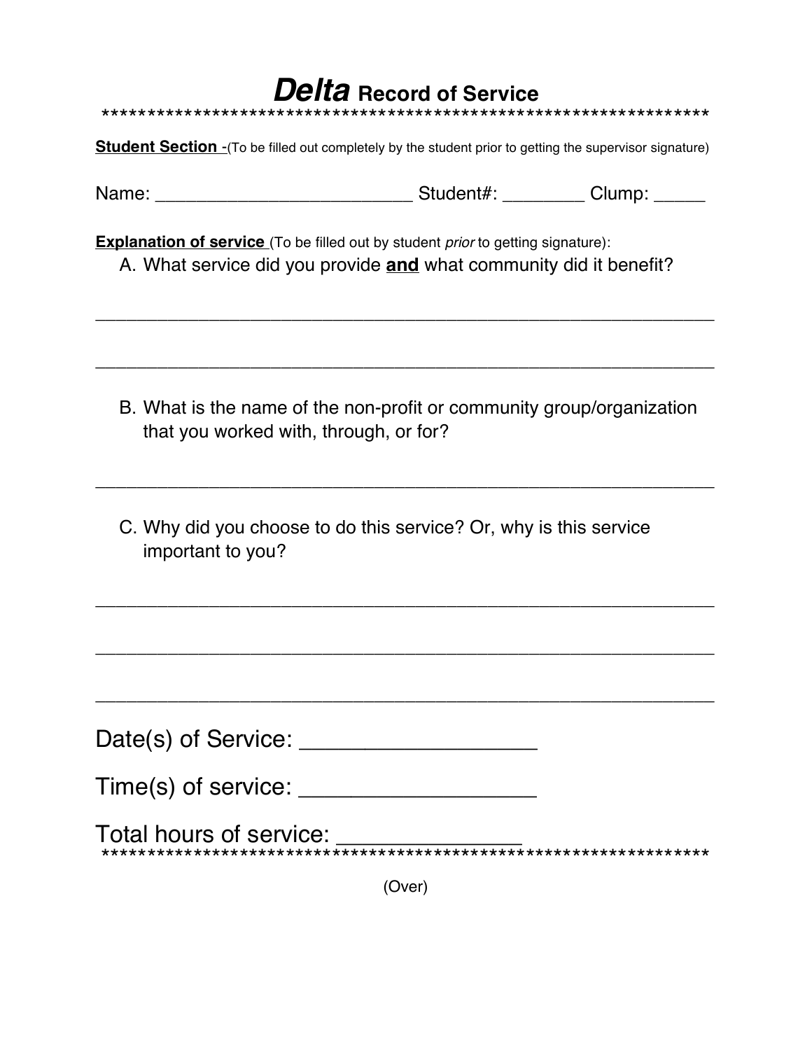# *Delta* Record of Service

*****************************************************************

**Student Section** -(To be filled out completely by the student prior to getting the supervisor signature)

Name: _________________________ Student#: ________ Clump: _____

**Explanation of service** (To be filled out by student *prior* to getting signature):

A. What service did you provide **and** what community did it benefit?

____________________________________________________________

____________________________________________________________

B. What is the name of the non-profit or community group/organization that you worked with, through, or for?

____________________________________________________________

C. Why did you choose to do this service? Or, why is this service important to you?

____________________________________________________________

____________________________________________________________

____________________________________________________________

Date(s) of Service: __________________

Time(s) of service: __________________

Total hours of service: ______________

*****************************************************************

(Over)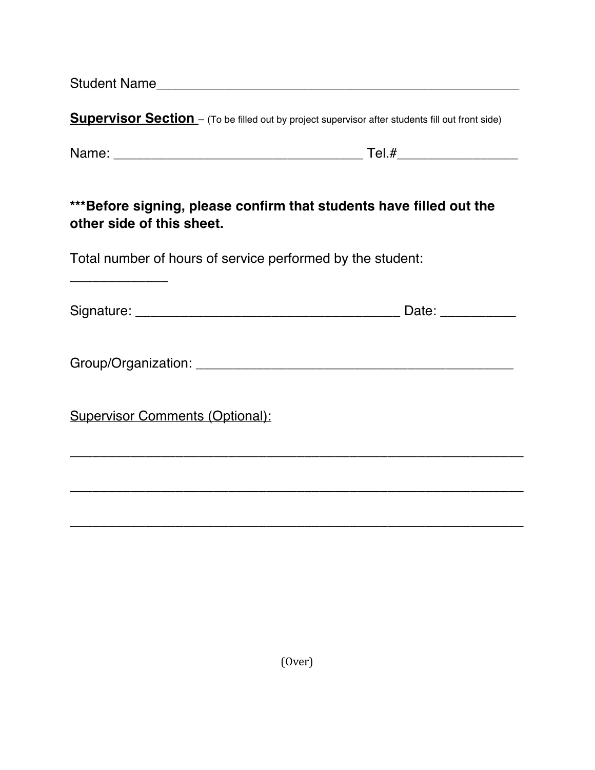Student Name_____________________________________________

**<u>Supervisor Section</u>** – (To be filled out by project supervisor after students fill out front side)

Name: ________________________________ Tel.#_______________

**\*\*\*Before signing, please confirm that students have filled out the other side of this sheet.**

Total number of hours of service performed by the student: ____________

Signature: __________________________________ Date: __________

Group/Organization: _________________________________________

<u>Supervisor Comments (Optional):</u>

___________________________________________________________

___________________________________________________________

___________________________________________________________

(Over)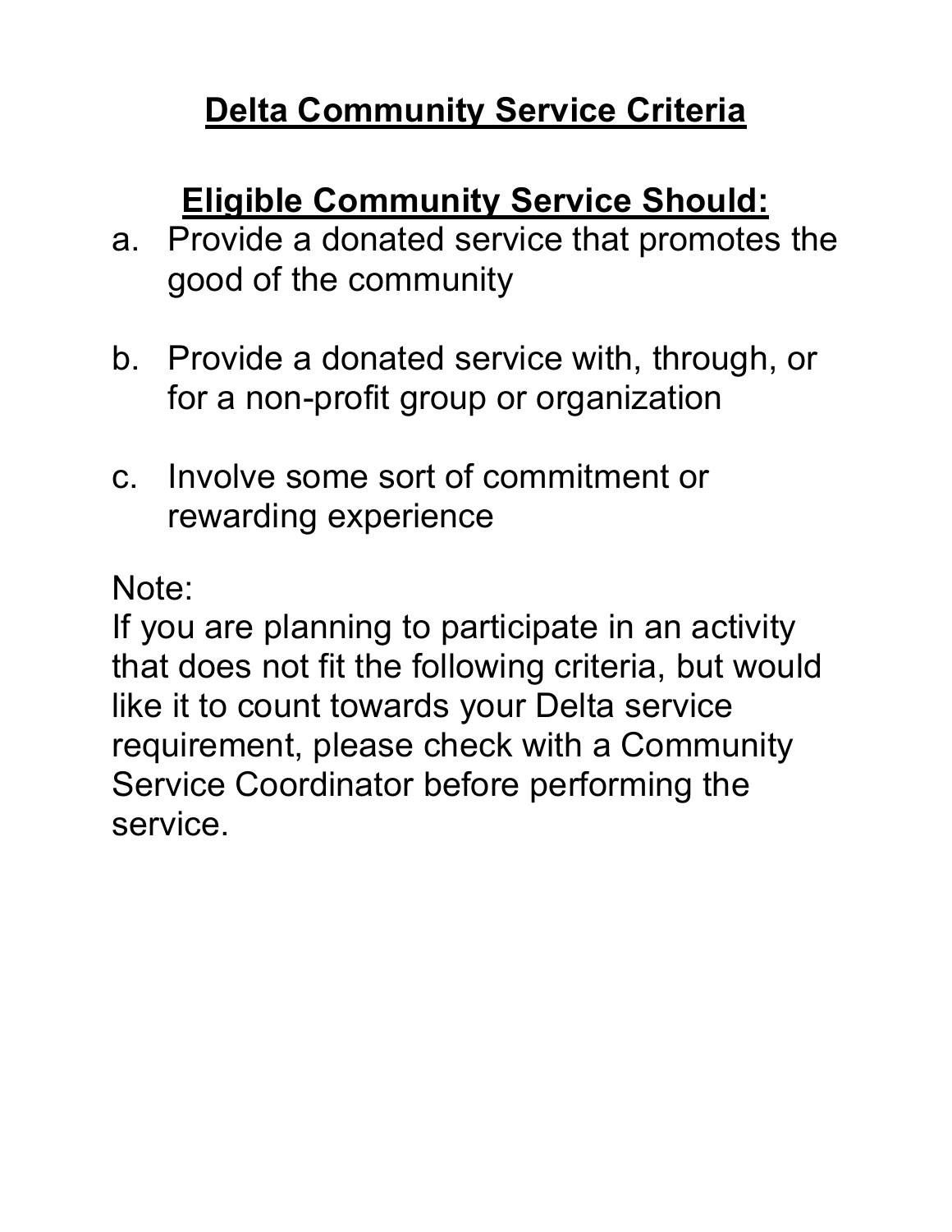# Delta Community Service Criteria

## Eligible Community Service Should:

a. Provide a donated service that promotes the good of the community

b. Provide a donated service with, through, or for a non-profit group or organization

c. Involve some sort of commitment or rewarding experience

Note:
If you are planning to participate in an activity that does not fit the following criteria, but would like it to count towards your Delta service requirement, please check with a Community Service Coordinator before performing the service.